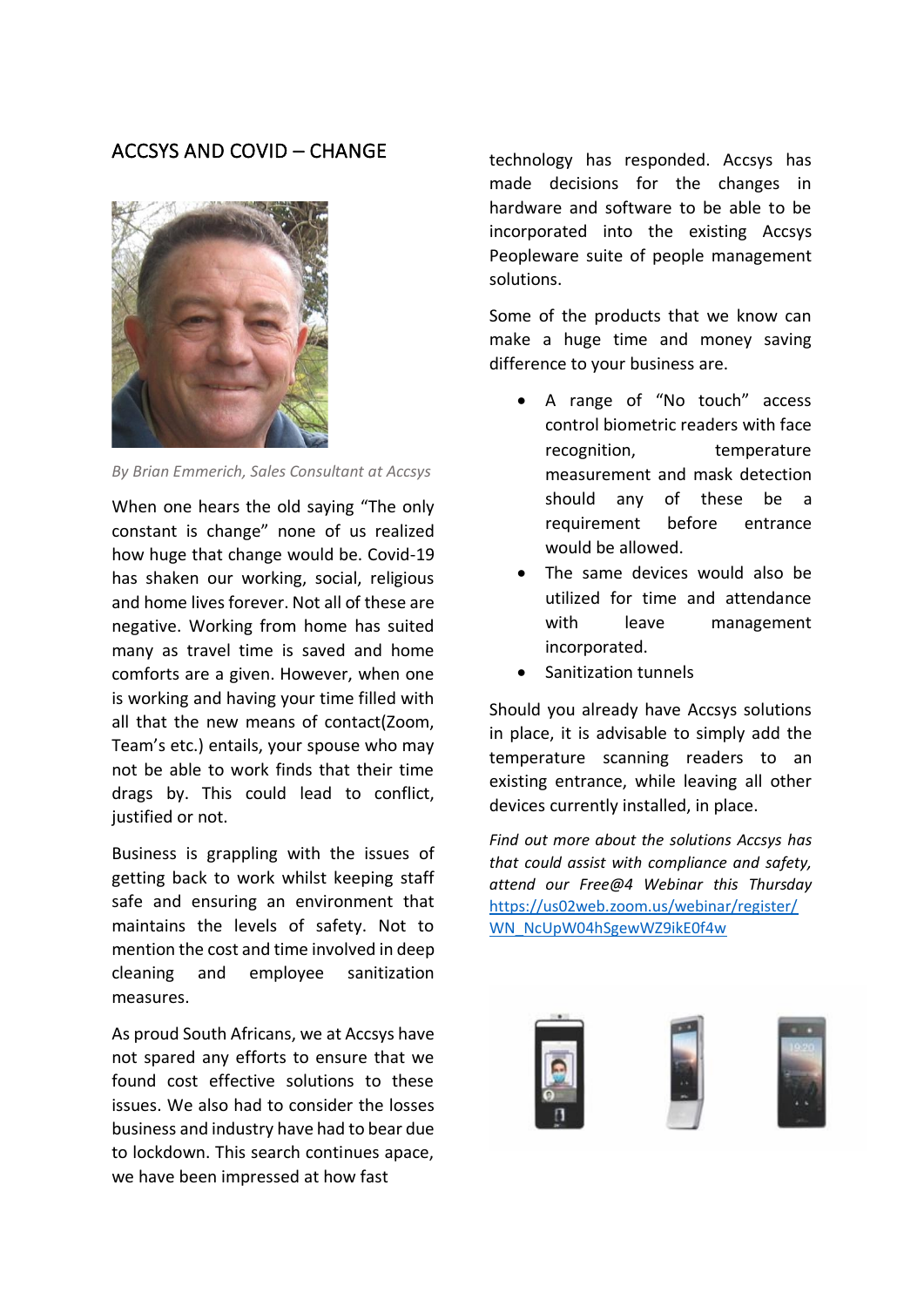## ACCSYS AND COVID – CHANGE

*By Brian Emmerich, Sales Consultant at Accsys*

When one hears the old saying "The only constant is change" none of us realized how huge that change would be. Covid-19 has shaken our working, social, religious and home lives forever. Not all of these are negative. Working from home has suited many as travel time is saved and home comforts are a given. However, when one is working and having your time filled with all that the new means of contact(Zoom, Team's etc.) entails, your spouse who may not be able to work finds that their time drags by. This could lead to conflict, justified or not.

Business is grappling with the issues of getting back to work whilst keeping staff safe and ensuring an environment that maintains the levels of safety. Not to mention the cost and time involved in deep cleaning and employee sanitization measures.

As proud South Africans, we at Accsys have not spared any efforts to ensure that we found cost effective solutions to these issues. We also had to consider the losses business and industry have had to bear due to lockdown. This search continues apace, we have been impressed at how fast technology has responded. Accsys has made decisions for the changes in hardware and software to be able to be incorporated into the existing Accsys Peopleware suite of people management solutions.

Some of the products that we know can make a huge time and money saving difference to your business are.

- A range of "No touch" access control biometric readers with face recognition, temperature measurement and mask detection should any of these be a requirement before entrance would be allowed.
- The same devices would also be utilized for time and attendance with leave management incorporated.
- Sanitization tunnels

Should you already have Accsys solutions in place, it is advisable to simply add the temperature scanning readers to an existing entrance, while leaving all other devices currently installed, in place.

*Find out more about the solutions Accsys has that could assist with compliance and safety, attend our Free@4 Webinar this Thursday* https://us02web.zoom.us/webinar/register/WN_NcUpW04hSgewWZ9ikE0f4w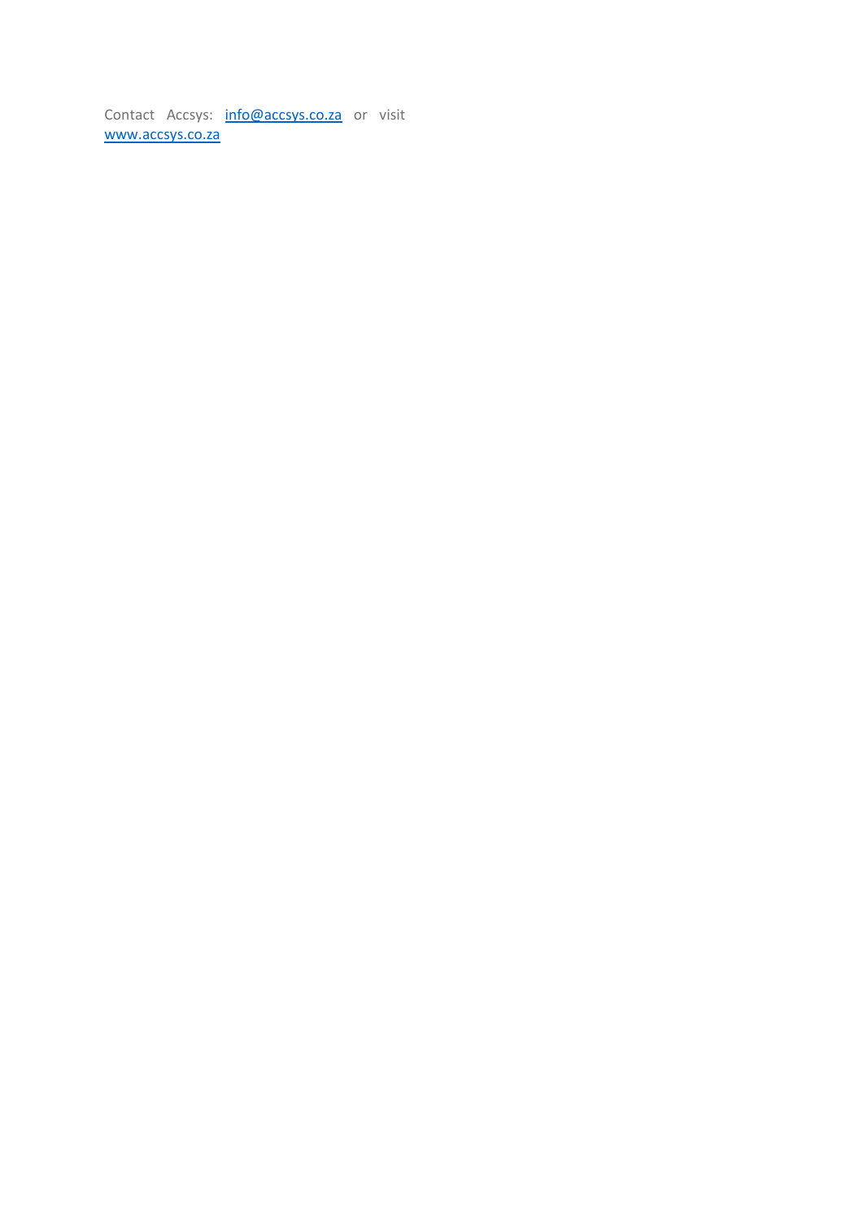Contact Accsys: info@accsys.co.za or visit www.accsys.co.za